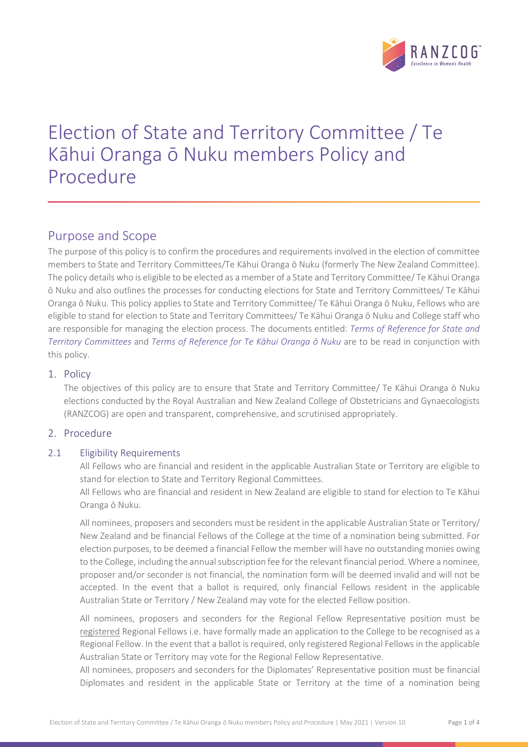# Election of State and Territory Committee / Te Kāhui Oranga ō Nuku members Policy and Procedure

## Purpose and Scope

The purpose of this policy is to confirm the procedures and requirements involved in the election of committee members to State and Territory Committees/Te Kāhui Oranga ō Nuku (formerly The New Zealand Committee). The policy details who is eligible to be elected as a member of a State and Territory Committee/ Te Kāhui Oranga ō Nuku and also outlines the processes for conducting elections for State and Territory Committees/ Te Kāhui Oranga ō Nuku. This policy applies to State and Territory Committee/ Te Kāhui Oranga ō Nuku, Fellows who are eligible to stand for election to State and Territory Committees/ Te Kāhui Oranga ō Nuku and College staff who are responsible for managing the election process. The documents entitled: *Terms of Reference for State and Territory Committees* and *Terms of Reference for Te Kāhui Oranga ō Nuku* are to be read in conjunction with this policy.

### 1. Policy

The objectives of this policy are to ensure that State and Territory Committee/ Te Kāhui Oranga ō Nuku elections conducted by the Royal Australian and New Zealand College of Obstetricians and Gynaecologists (RANZCOG) are open and transparent, comprehensive, and scrutinised appropriately.

### 2. Procedure

#### 2.1 Eligibility Requirements

All Fellows who are financial and resident in the applicable Australian State or Territory are eligible to stand for election to State and Territory Regional Committees.

All Fellows who are financial and resident in New Zealand are eligible to stand for election to Te Kāhui Oranga ō Nuku.

All nominees, proposers and seconders must be resident in the applicable Australian State or Territory/ New Zealand and be financial Fellows of the College at the time of a nomination being submitted. For election purposes, to be deemed a financial Fellow the member will have no outstanding monies owing to the College, including the annual subscription fee for the relevant financial period. Where a nominee, proposer and/or seconder is not financial, the nomination form will be deemed invalid and will not be accepted. In the event that a ballot is required, only financial Fellows resident in the applicable Australian State or Territory / New Zealand may vote for the elected Fellow position.

All nominees, proposers and seconders for the Regional Fellow Representative position must be registered Regional Fellows i.e. have formally made an application to the College to be recognised as a Regional Fellow. In the event that a ballot is required, only registered Regional Fellows in the applicable Australian State or Territory may vote for the Regional Fellow Representative.

All nominees, proposers and seconders for the Diplomates' Representative position must be financial Diplomates and resident in the applicable State or Territory at the time of a nomination being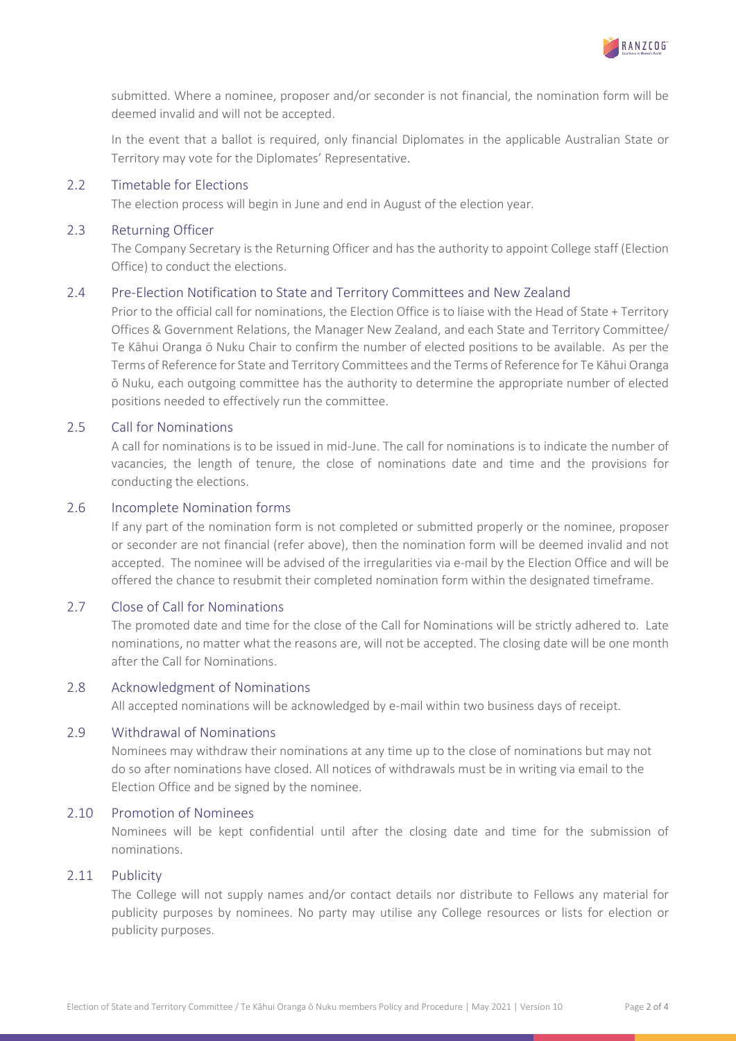submitted. Where a nominee, proposer and/or seconder is not financial, the nomination form will be deemed invalid and will not be accepted.

In the event that a ballot is required, only financial Diplomates in the applicable Australian State or Territory may vote for the Diplomates' Representative.

### 2.2 Timetable for Elections

The election process will begin in June and end in August of the election year.

### 2.3 Returning Officer

The Company Secretary is the Returning Officer and has the authority to appoint College staff (Election Office) to conduct the elections.

### 2.4 Pre-Election Notification to State and Territory Committees and New Zealand

Prior to the official call for nominations, the Election Office is to liaise with the Head of State + Territory Offices & Government Relations, the Manager New Zealand, and each State and Territory Committee/ Te Kāhui Oranga ō Nuku Chair to confirm the number of elected positions to be available. As per the Terms of Reference for State and Territory Committees and the Terms of Reference for Te Kāhui Oranga ō Nuku, each outgoing committee has the authority to determine the appropriate number of elected positions needed to effectively run the committee.

### 2.5 Call for Nominations

A call for nominations is to be issued in mid-June. The call for nominations is to indicate the number of vacancies, the length of tenure, the close of nominations date and time and the provisions for conducting the elections.

### 2.6 Incomplete Nomination forms

If any part of the nomination form is not completed or submitted properly or the nominee, proposer or seconder are not financial (refer above), then the nomination form will be deemed invalid and not accepted. The nominee will be advised of the irregularities via e-mail by the Election Office and will be offered the chance to resubmit their completed nomination form within the designated timeframe.

### 2.7 Close of Call for Nominations

The promoted date and time for the close of the Call for Nominations will be strictly adhered to. Late nominations, no matter what the reasons are, will not be accepted. The closing date will be one month after the Call for Nominations.

### 2.8 Acknowledgment of Nominations

All accepted nominations will be acknowledged by e-mail within two business days of receipt.

### 2.9 Withdrawal of Nominations

Nominees may withdraw their nominations at any time up to the close of nominations but may not do so after nominations have closed. All notices of withdrawals must be in writing via email to the Election Office and be signed by the nominee.

### 2.10 Promotion of Nominees

Nominees will be kept confidential until after the closing date and time for the submission of nominations.

### 2.11 Publicity

The College will not supply names and/or contact details nor distribute to Fellows any material for publicity purposes by nominees. No party may utilise any College resources or lists for election or publicity purposes.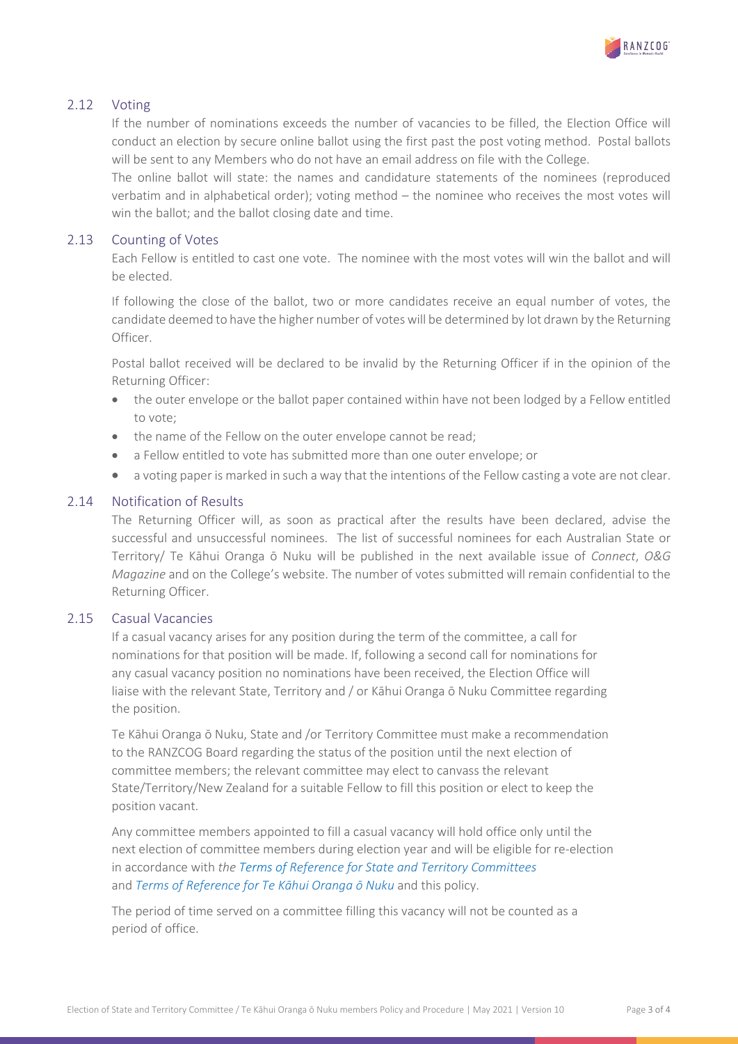## 2.12 Voting

If the number of nominations exceeds the number of vacancies to be filled, the Election Office will conduct an election by secure online ballot using the first past the post voting method. Postal ballots will be sent to any Members who do not have an email address on file with the College.

The online ballot will state: the names and candidature statements of the nominees (reproduced verbatim and in alphabetical order); voting method – the nominee who receives the most votes will win the ballot; and the ballot closing date and time.

## 2.13 Counting of Votes

Each Fellow is entitled to cast one vote. The nominee with the most votes will win the ballot and will be elected.

If following the close of the ballot, two or more candidates receive an equal number of votes, the candidate deemed to have the higher number of votes will be determined by lot drawn by the Returning Officer.

Postal ballot received will be declared to be invalid by the Returning Officer if in the opinion of the Returning Officer:

- the outer envelope or the ballot paper contained within have not been lodged by a Fellow entitled to vote;
- the name of the Fellow on the outer envelope cannot be read;
- a Fellow entitled to vote has submitted more than one outer envelope; or
- a voting paper is marked in such a way that the intentions of the Fellow casting a vote are not clear.

## 2.14 Notification of Results

The Returning Officer will, as soon as practical after the results have been declared, advise the successful and unsuccessful nominees. The list of successful nominees for each Australian State or Territory/ Te Kāhui Oranga ō Nuku will be published in the next available issue of *Connect*, *O&G Magazine* and on the College's website. The number of votes submitted will remain confidential to the Returning Officer.

## 2.15 Casual Vacancies

If a casual vacancy arises for any position during the term of the committee, a call for nominations for that position will be made. If, following a second call for nominations for any casual vacancy position no nominations have been received, the Election Office will liaise with the relevant State, Territory and / or Kāhui Oranga ō Nuku Committee regarding the position.

Te Kāhui Oranga ō Nuku, State and /or Territory Committee must make a recommendation to the RANZCOG Board regarding the status of the position until the next election of committee members; the relevant committee may elect to canvass the relevant State/Territory/New Zealand for a suitable Fellow to fill this position or elect to keep the position vacant.

Any committee members appointed to fill a casual vacancy will hold office only until the next election of committee members during election year and will be eligible for re-election in accordance with *the Terms of Reference for State and Territory Committees* and *Terms of Reference for Te Kāhui Oranga ō Nuku* and this policy.

The period of time served on a committee filling this vacancy will not be counted as a period of office.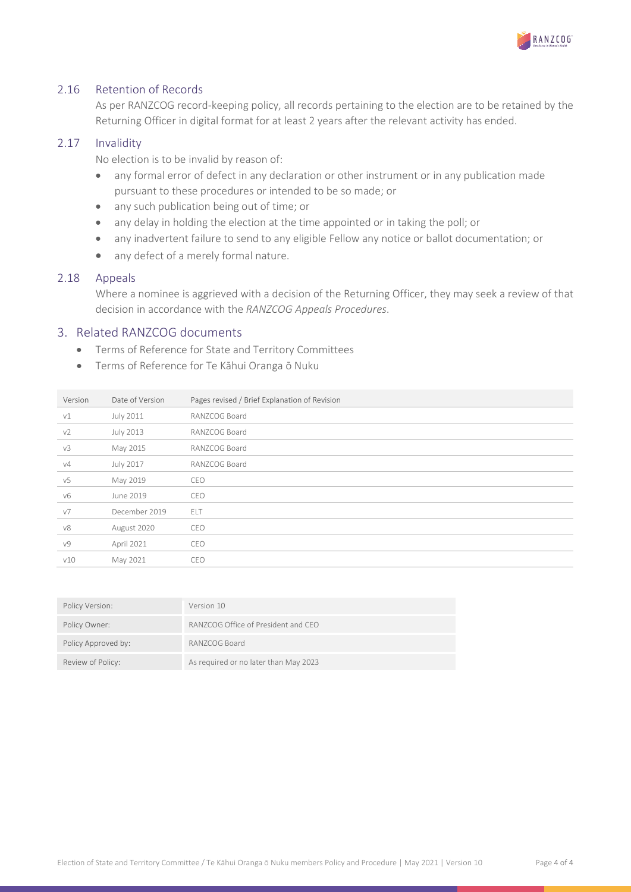### 2.16 Retention of Records

As per RANZCOG record-keeping policy, all records pertaining to the election are to be retained by the Returning Officer in digital format for at least 2 years after the relevant activity has ended.

### 2.17 Invalidity

No election is to be invalid by reason of:

- any formal error of defect in any declaration or other instrument or in any publication made pursuant to these procedures or intended to be so made; or
- any such publication being out of time; or
- any delay in holding the election at the time appointed or in taking the poll; or
- any inadvertent failure to send to any eligible Fellow any notice or ballot documentation; or
- any defect of a merely formal nature.

### 2.18 Appeals

Where a nominee is aggrieved with a decision of the Returning Officer, they may seek a review of that decision in accordance with the *RANZCOG Appeals Procedures*.

## 3. Related RANZCOG documents

- Terms of Reference for State and Territory Committees
- Terms of Reference for Te Kāhui Oranga ō Nuku

| Version | Date of Version | Pages revised / Brief Explanation of Revision |
|---|---|---|
| v1 | July 2011 | RANZCOG Board |
| v2 | July 2013 | RANZCOG Board |
| v3 | May 2015 | RANZCOG Board |
| v4 | July 2017 | RANZCOG Board |
| v5 | May 2019 | CEO |
| v6 | June 2019 | CEO |
| v7 | December 2019 | ELT |
| v8 | August 2020 | CEO |
| v9 | April 2021 | CEO |
| v10 | May 2021 | CEO |

| | |
|---|---|
| Policy Version: | Version 10 |
| Policy Owner: | RANZCOG Office of President and CEO |
| Policy Approved by: | RANZCOG Board |
| Review of Policy: | As required or no later than May 2023 |